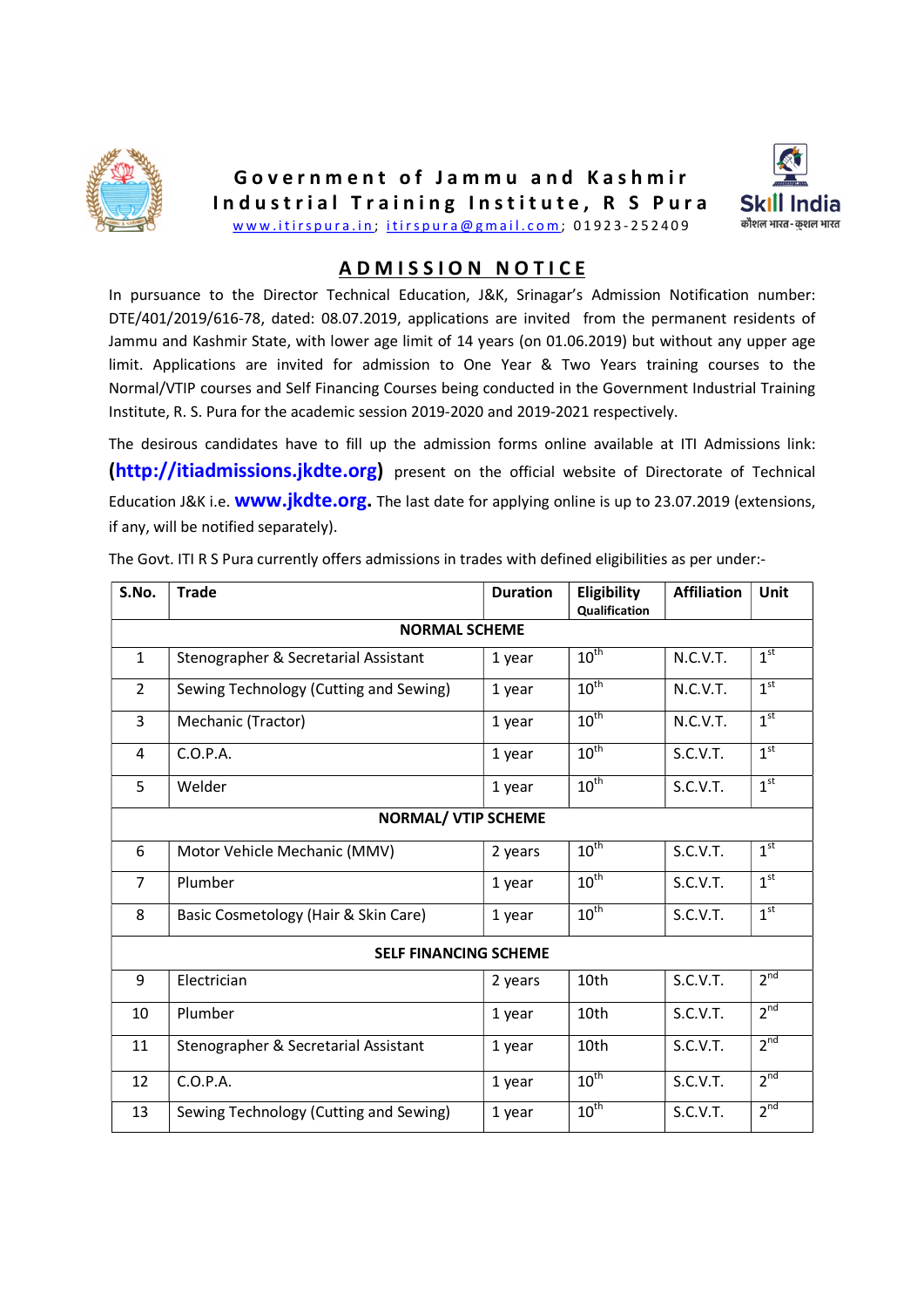# Government of Jammu and Kashmir
## Industrial Training Institute, R S Pura

www.itirspura.in; itirspura@gmail.com; 01923-252409

Skill India
कौशल भारत-कुशल भारत

## ADMISSION NOTICE

In pursuance to the Director Technical Education, J&K, Srinagar's Admission Notification number: DTE/401/2019/616-78, dated: 08.07.2019, applications are invited from the permanent residents of Jammu and Kashmir State, with lower age limit of 14 years (on 01.06.2019) but without any upper age limit. Applications are invited for admission to One Year & Two Years training courses to the Normal/VTIP courses and Self Financing Courses being conducted in the Government Industrial Training Institute, R. S. Pura for the academic session 2019-2020 and 2019-2021 respectively.

The desirous candidates have to fill up the admission forms online available at ITI Admissions link: **(http://itiadmissions.jkdte.org)** present on the official website of Directorate of Technical Education J&K i.e. **www.jkdte.org.** The last date for applying online is up to 23.07.2019 (extensions, if any, will be notified separately).

The Govt. ITI R S Pura currently offers admissions in trades with defined eligibilities as per under:-

| S.No. | Trade | Duration | Eligibility Qualification | Affiliation | Unit |
|---|---|---|---|---|---|
| **NORMAL SCHEME** | | | | | |
| 1 | Stenographer & Secretarial Assistant | 1 year | 10th | N.C.V.T. | 1st |
| 2 | Sewing Technology (Cutting and Sewing) | 1 year | 10th | N.C.V.T. | 1st |
| 3 | Mechanic (Tractor) | 1 year | 10th | N.C.V.T. | 1st |
| 4 | C.O.P.A. | 1 year | 10th | S.C.V.T. | 1st |
| 5 | Welder | 1 year | 10th | S.C.V.T. | 1st |
| **NORMAL/ VTIP SCHEME** | | | | | |
| 6 | Motor Vehicle Mechanic (MMV) | 2 years | 10th | S.C.V.T. | 1st |
| 7 | Plumber | 1 year | 10th | S.C.V.T. | 1st |
| 8 | Basic Cosmetology (Hair & Skin Care) | 1 year | 10th | S.C.V.T. | 1st |
| **SELF FINANCING SCHEME** | | | | | |
| 9 | Electrician | 2 years | 10th | S.C.V.T. | 2nd |
| 10 | Plumber | 1 year | 10th | S.C.V.T. | 2nd |
| 11 | Stenographer & Secretarial Assistant | 1 year | 10th | S.C.V.T. | 2nd |
| 12 | C.O.P.A. | 1 year | 10th | S.C.V.T. | 2nd |
| 13 | Sewing Technology (Cutting and Sewing) | 1 year | 10th | S.C.V.T. | 2nd |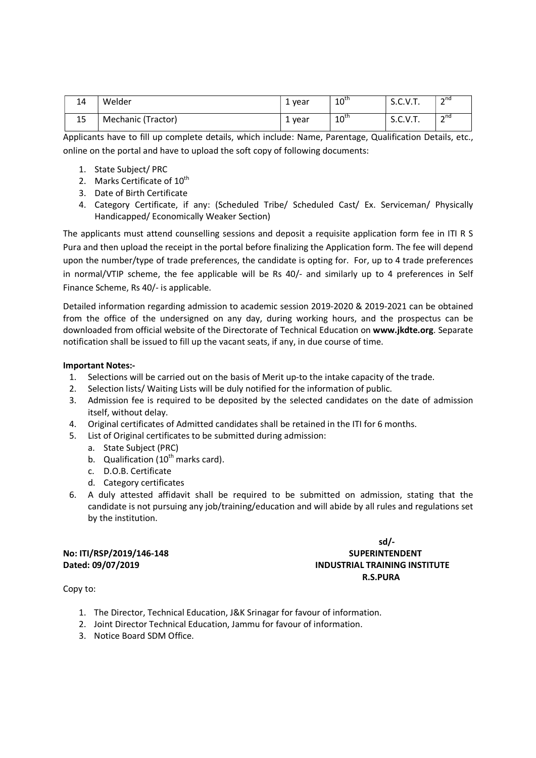| | | | | | |
|---|---|---|---|---|---|
| 14 | Welder | 1 year | 10th | S.C.V.T. | 2nd |
| 15 | Mechanic (Tractor) | 1 year | 10th | S.C.V.T. | 2nd |

Applicants have to fill up complete details, which include: Name, Parentage, Qualification Details, etc., online on the portal and have to upload the soft copy of following documents:

1. State Subject/ PRC
2. Marks Certificate of 10th
3. Date of Birth Certificate
4. Category Certificate, if any: (Scheduled Tribe/ Scheduled Cast/ Ex. Serviceman/ Physically Handicapped/ Economically Weaker Section)

The applicants must attend counselling sessions and deposit a requisite application form fee in ITI R S Pura and then upload the receipt in the portal before finalizing the Application form. The fee will depend upon the number/type of trade preferences, the candidate is opting for. For, up to 4 trade preferences in normal/VTIP scheme, the fee applicable will be Rs 40/- and similarly up to 4 preferences in Self Finance Scheme, Rs 40/- is applicable.

Detailed information regarding admission to academic session 2019-2020 & 2019-2021 can be obtained from the office of the undersigned on any day, during working hours, and the prospectus can be downloaded from official website of the Directorate of Technical Education on **www.jkdte.org**. Separate notification shall be issued to fill up the vacant seats, if any, in due course of time.

**Important Notes:-**

1. Selections will be carried out on the basis of Merit up-to the intake capacity of the trade.
2. Selection lists/ Waiting Lists will be duly notified for the information of public.
3. Admission fee is required to be deposited by the selected candidates on the date of admission itself, without delay.
4. Original certificates of Admitted candidates shall be retained in the ITI for 6 months.
5. List of Original certificates to be submitted during admission:
   a. State Subject (PRC)
   b. Qualification (10th marks card).
   c. D.O.B. Certificate
   d. Category certificates
6. A duly attested affidavit shall be required to be submitted on admission, stating that the candidate is not pursuing any job/training/education and will abide by all rules and regulations set by the institution.

**sd/-**
**SUPERINTENDENT**
**INDUSTRIAL TRAINING INSTITUTE**
**R.S.PURA**

**No: ITI/RSP/2019/146-148**
**Dated: 09/07/2019**

Copy to:

1. The Director, Technical Education, J&K Srinagar for favour of information.
2. Joint Director Technical Education, Jammu for favour of information.
3. Notice Board SDM Office.